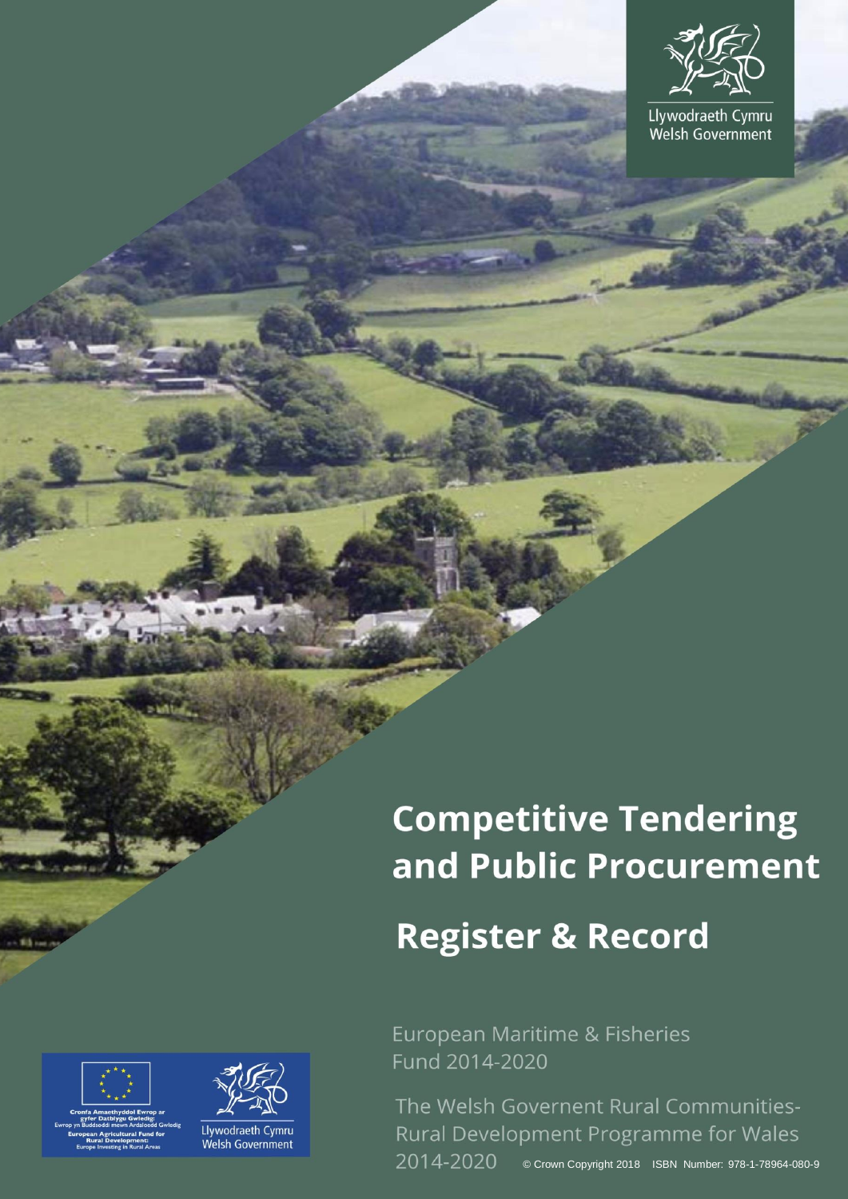Llywodraeth Cymru
Welsh Government

# Competitive Tendering and Public Procurement

## Register & Record

European Maritime & Fisheries Fund 2014-2020

The Welsh Government Rural Communities- Rural Development Programme for Wales 2014-2020

© Crown Copyright 2018 ISBN Number: 978-1-78964-080-9

Cronfa Amaethyddol Ewrop ar gyfer Datblygu Gwledig: Ewrop yn Buddsoddi mewn Ardaloedd Gwledig
European Agricultural Fund for Rural Development: Europe Investing in Rural Areas

Llywodraeth Cymru
Welsh Government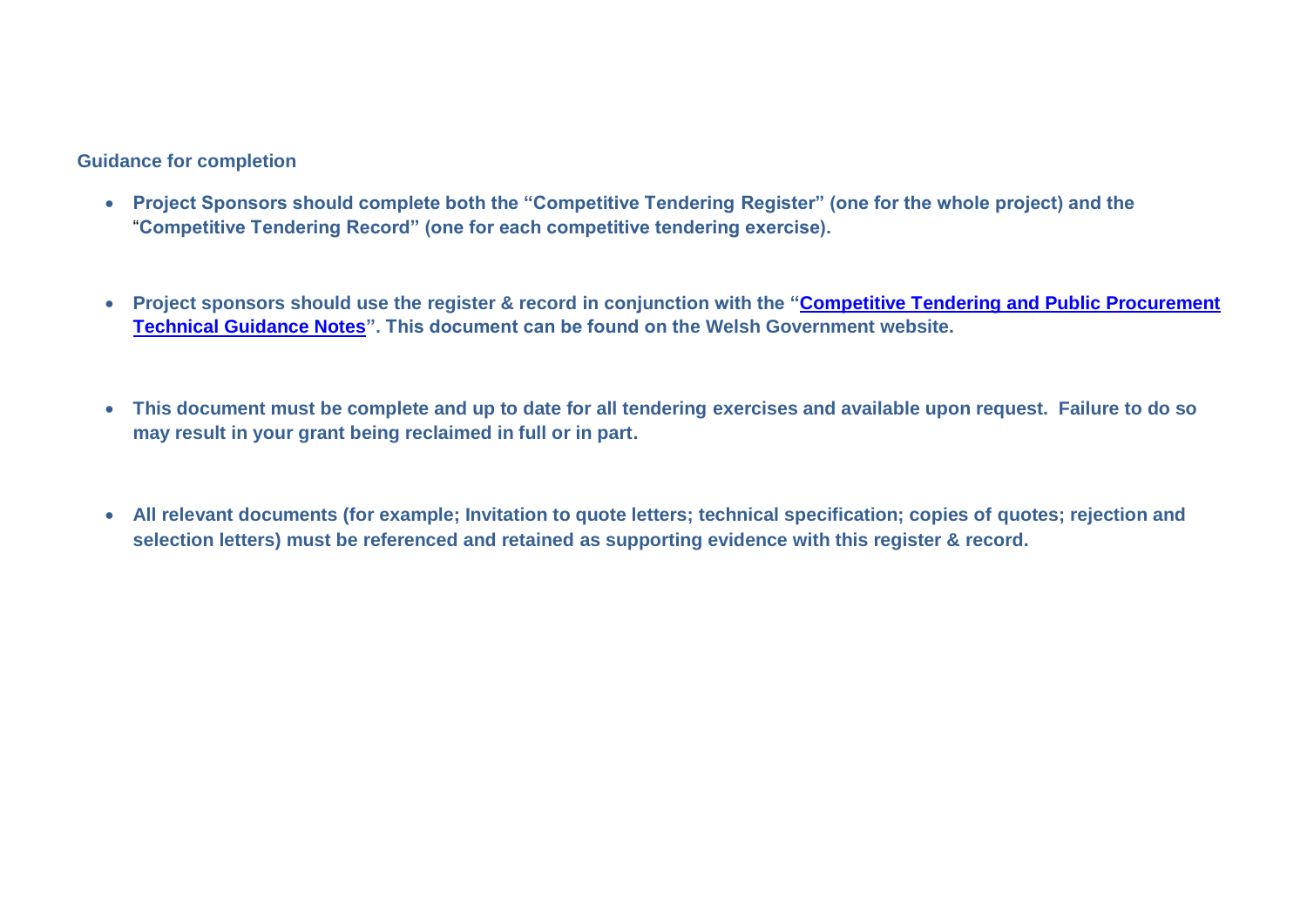**Guidance for completion**

- **Project Sponsors should complete both the "Competitive Tendering Register" (one for the whole project) and the "Competitive Tendering Record" (one for each competitive tendering exercise).**

- **Project sponsors should use the register & record in conjunction with the "Competitive Tendering and Public Procurement Technical Guidance Notes". This document can be found on the Welsh Government website.**

- **This document must be complete and up to date for all tendering exercises and available upon request. Failure to do so may result in your grant being reclaimed in full or in part.**

- **All relevant documents (for example; Invitation to quote letters; technical specification; copies of quotes; rejection and selection letters) must be referenced and retained as supporting evidence with this register & record.**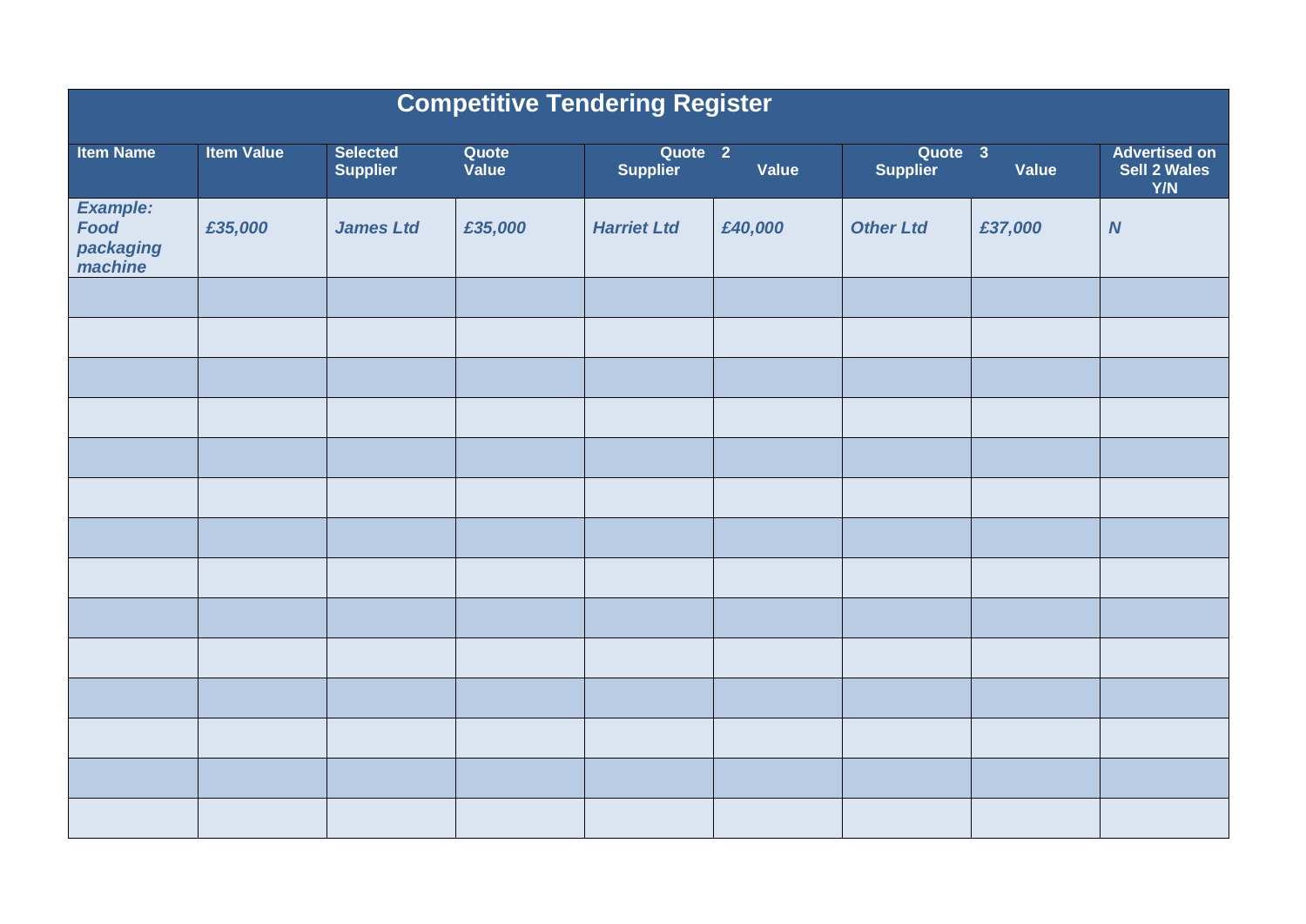# Competitive Tendering Register

| Item Name | Item Value | Selected Supplier | Quote Value | Quote 2 | | Quote 3 | | Advertised on Sell 2 Wales Y/N |
|---|---|---|---|---|---|---|---|---|
| | | | | Supplier | Value | Supplier | Value | |
| ***Example: Food packaging machine*** | ***£35,000*** | ***James Ltd*** | ***£35,000*** | ***Harriet Ltd*** | ***£40,000*** | ***Other Ltd*** | ***£37,000*** | ***N*** |
| | | | | | | | | |
| | | | | | | | | |
| | | | | | | | | |
| | | | | | | | | |
| | | | | | | | | |
| | | | | | | | | |
| | | | | | | | | |
| | | | | | | | | |
| | | | | | | | | |
| | | | | | | | | |
| | | | | | | | | |
| | | | | | | | | |
| | | | | | | | | |
| | | | | | | | | |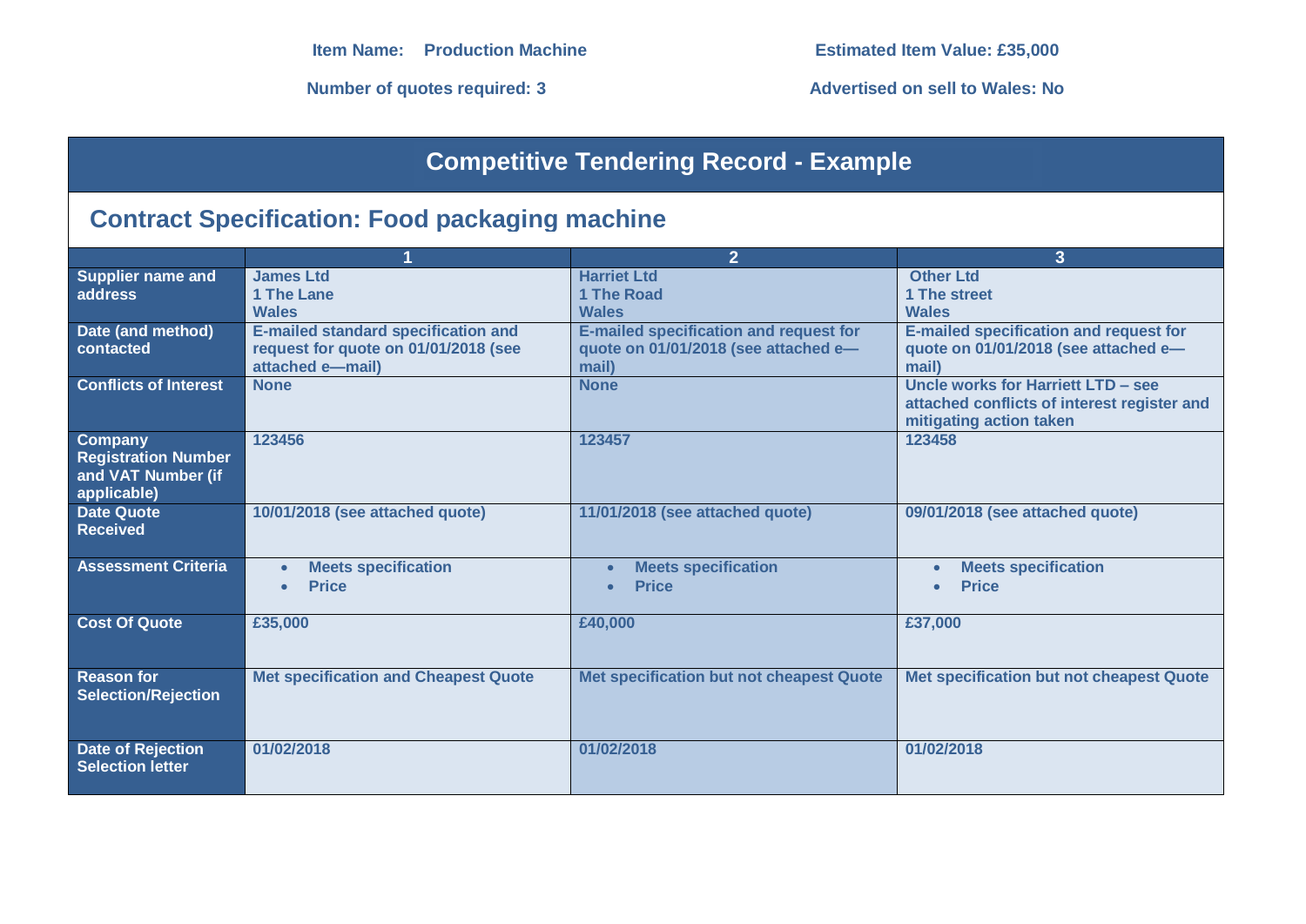**Item Name:** Production Machine

**Estimated Item Value:** £35,000

**Number of quotes required:** 3

**Advertised on sell to Wales:** No

# Competitive Tendering Record - Example

## Contract Specification: Food packaging machine

| | 1 | 2 | 3 |
|---|---|---|---|
| **Supplier name and address** | James Ltd<br>1 The Lane<br>Wales | Harriet Ltd<br>1 The Road<br>Wales | Other Ltd<br>1 The street<br>Wales |
| **Date (and method) contacted** | E-mailed standard specification and request for quote on 01/01/2018 (see attached e—mail) | E-mailed specification and request for quote on 01/01/2018 (see attached e—mail) | E-mailed specification and request for quote on 01/01/2018 (see attached e—mail) |
| **Conflicts of Interest** | None | None | Uncle works for Harriett LTD – see attached conflicts of interest register and mitigating action taken |
| **Company Registration Number and VAT Number (if applicable)** | 123456 | 123457 | 123458 |
| **Date Quote Received** | 10/01/2018 (see attached quote) | 11/01/2018 (see attached quote) | 09/01/2018 (see attached quote) |
| **Assessment Criteria** | • Meets specification<br>• Price | • Meets specification<br>• Price | • Meets specification<br>• Price |
| **Cost Of Quote** | £35,000 | £40,000 | £37,000 |
| **Reason for Selection/Rejection** | Met specification and Cheapest Quote | Met specification but not cheapest Quote | Met specification but not cheapest Quote |
| **Date of Rejection Selection letter** | 01/02/2018 | 01/02/2018 | 01/02/2018 |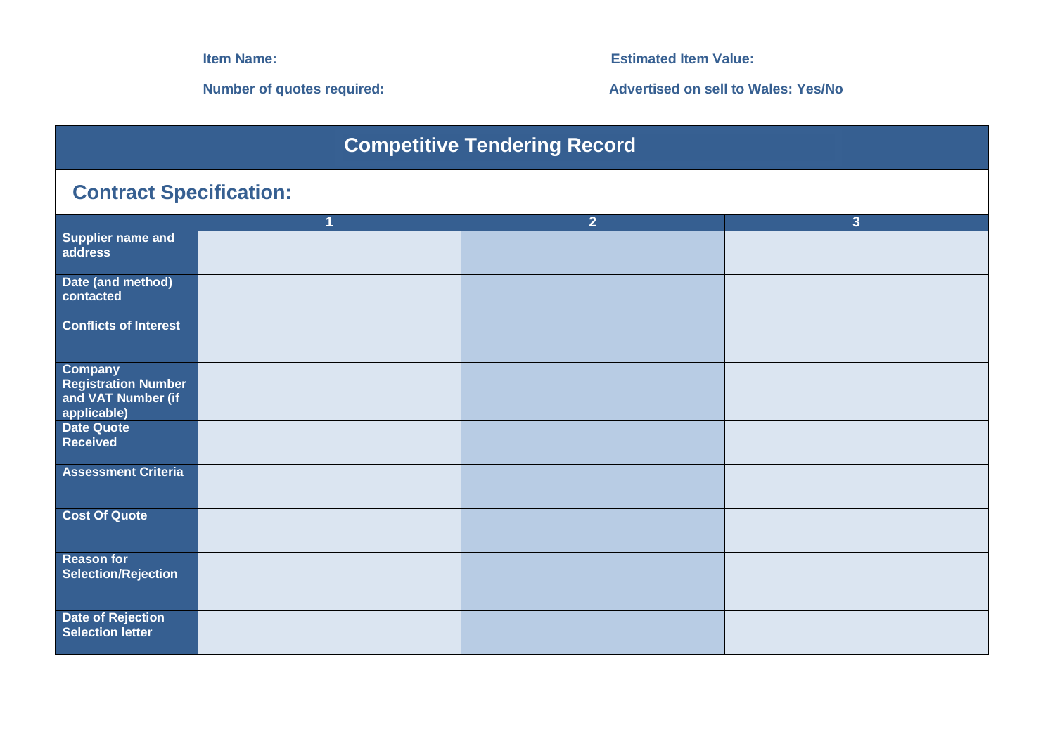**Item Name:** **Estimated Item Value:**

**Number of quotes required:** **Advertised on sell to Wales: Yes/No**

# Competitive Tendering Record

## Contract Specification:

| | 1 | 2 | 3 |
|---|---|---|---|
| **Supplier name and address** | | | |
| **Date (and method) contacted** | | | |
| **Conflicts of Interest** | | | |
| **Company Registration Number and VAT Number (if applicable)** | | | |
| **Date Quote Received** | | | |
| **Assessment Criteria** | | | |
| **Cost Of Quote** | | | |
| **Reason for Selection/Rejection** | | | |
| **Date of Rejection Selection letter** | | | |